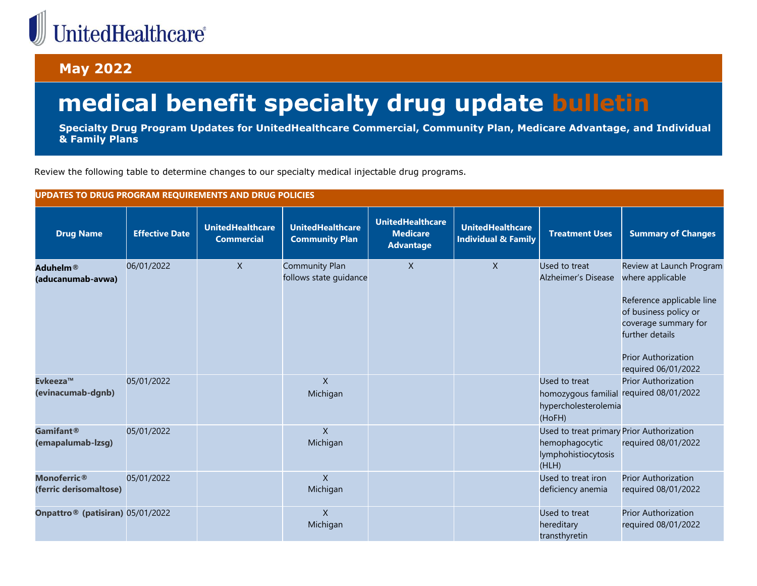UnitedHealthcare

**May 2022**

# medical benefit specialty drug update bulletin

**Specialty Drug Program Updates for UnitedHealthcare Commercial, Community Plan, Medicare Advantage, and Individual & Family Plans**

Review the following table to determine changes to our specialty medical injectable drug programs.

**UPDATES TO DRUG PROGRAM REQUIREMENTS AND DRUG POLICIES**

| Drug Name | Effective Date | UnitedHealthcare Commercial | UnitedHealthcare Community Plan | UnitedHealthcare Medicare Advantage | UnitedHealthcare Individual & Family | Treatment Uses | Summary of Changes |
|---|---|---|---|---|---|---|---|
| **Aduhelm® (aducanumab-avwa)** | 06/01/2022 | X | Community Plan follows state guidance | X | X | Used to treat Alzheimer's Disease | Review at Launch Program where applicable<br><br>Reference applicable line of business policy or coverage summary for further details<br><br>Prior Authorization required 06/01/2022 |
| **Evkeeza™ (evinacumab-dgnb)** | 05/01/2022 | | X Michigan | | | Used to treat homozygous familial hypercholesterolemia (HoFH) | Prior Authorization required 08/01/2022 |
| **Gamifant® (emapalumab-lzsg)** | 05/01/2022 | | X Michigan | | | Used to treat primary hemophagocytic lymphohistiocytosis (HLH) | Prior Authorization required 08/01/2022 |
| **Monoferric® (ferric derisomaltose)** | 05/01/2022 | | X Michigan | | | Used to treat iron deficiency anemia | Prior Authorization required 08/01/2022 |
| **Onpattro® (patisiran)** | 05/01/2022 | | X Michigan | | | Used to treat hereditary transthyretin | Prior Authorization required 08/01/2022 |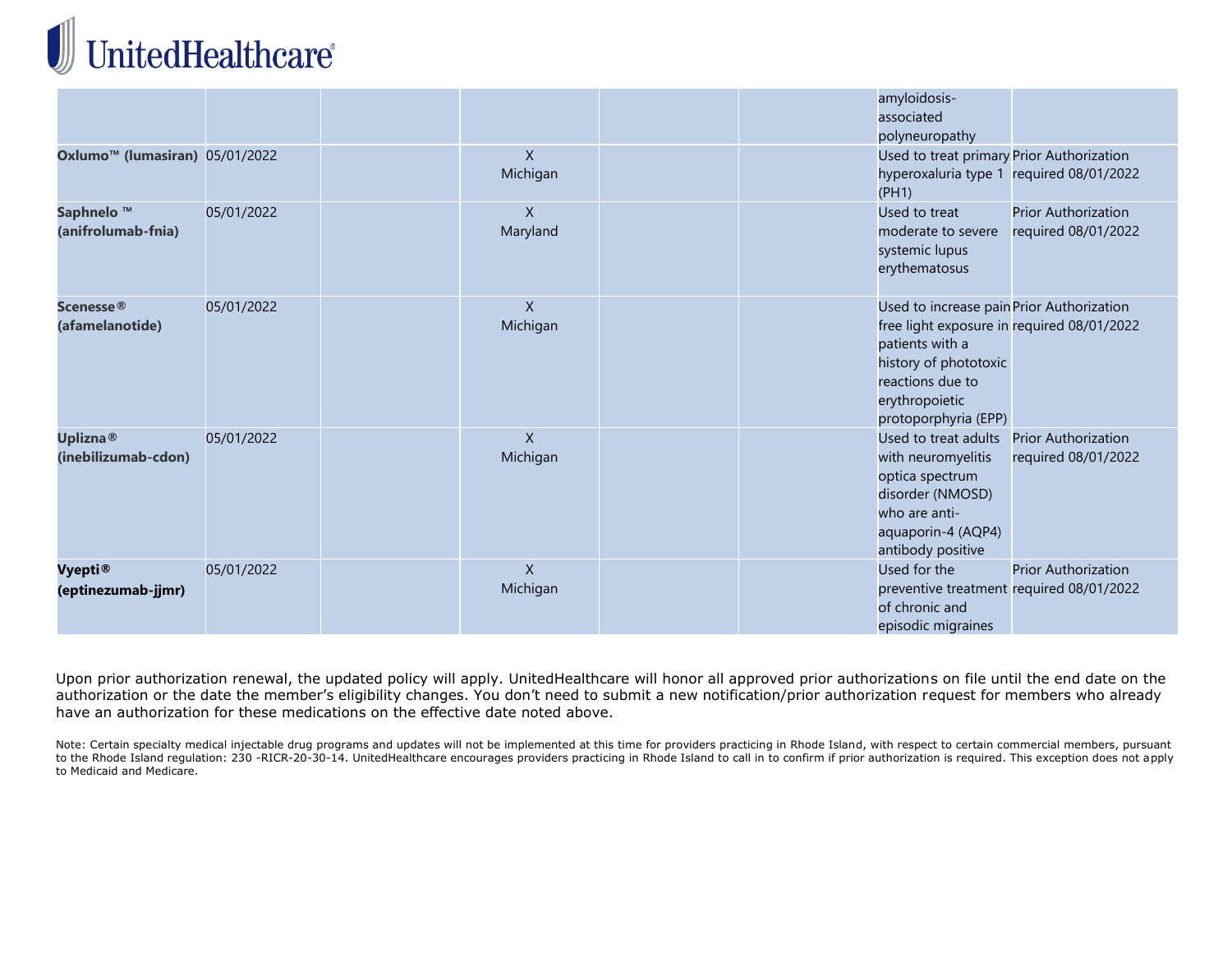| | | | | | | | |
|---|---|---|---|---|---|---|---|
| | | | | | | amyloidosis-associated polyneuropathy | |
| **Oxlumo™ (lumasiran)** | 05/01/2022 | | X Michigan | | | Used to treat primary hyperoxaluria type 1 (PH1) | Prior Authorization required 08/01/2022 |
| **Saphnelo ™ (anifrolumab-fnia)** | 05/01/2022 | | X Maryland | | | Used to treat moderate to severe systemic lupus erythematosus | Prior Authorization required 08/01/2022 |
| **Scenesse® (afamelanotide)** | 05/01/2022 | | X Michigan | | | Used to increase pain free light exposure in patients with a history of phototoxic reactions due to erythropoietic protoporphyria (EPP) | Prior Authorization required 08/01/2022 |
| **Uplizna® (inebilizumab-cdon)** | 05/01/2022 | | X Michigan | | | Used to treat adults with neuromyelitis optica spectrum disorder (NMOSD) who are anti-aquaporin-4 (AQP4) antibody positive | Prior Authorization required 08/01/2022 |
| **Vyepti® (eptinezumab-jjmr)** | 05/01/2022 | | X Michigan | | | Used for the preventive treatment of chronic and episodic migraines | Prior Authorization required 08/01/2022 |

Upon prior authorization renewal, the updated policy will apply. UnitedHealthcare will honor all approved prior authorizations on file until the end date on the authorization or the date the member's eligibility changes. You don't need to submit a new notification/prior authorization request for members who already have an authorization for these medications on the effective date noted above.

Note: Certain specialty medical injectable drug programs and updates will not be implemented at this time for providers practicing in Rhode Island, with respect to certain commercial members, pursuant to the Rhode Island regulation: 230 -RICR-20-30-14. UnitedHealthcare encourages providers practicing in Rhode Island to call in to confirm if prior authorization is required. This exception does not apply to Medicaid and Medicare.